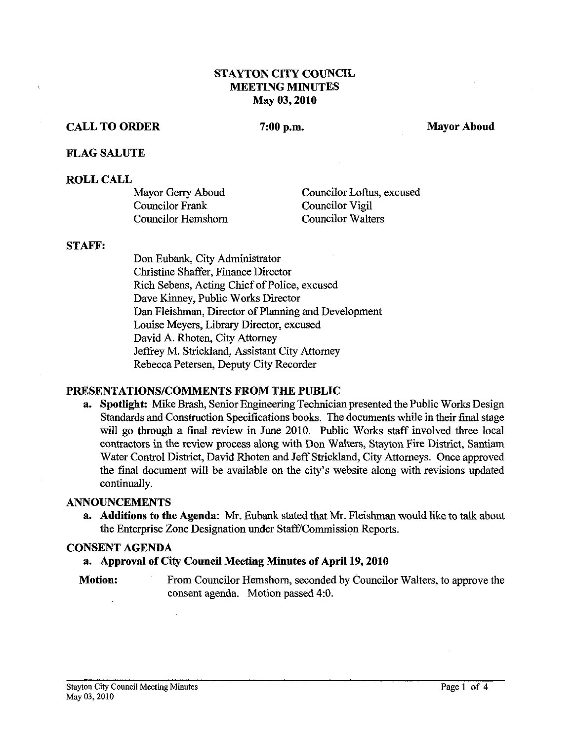# STAYTON CITY COUNCIL MEETING MINUTES

**May 03, 2010**

**CALL TO ORDER** **7:00 p.m.** **Mayor Aboud**

**FLAG SALUTE**

**ROLL CALL**

| | |
|---|---|
| Mayor Gerry Aboud | Councilor Loftus, excused |
| Councilor Frank | Councilor Vigil |
| Councilor Hemshorn | Councilor Walters |

**STAFF:**

Don Eubank, City Administrator
Christine Shaffer, Finance Director
Rich Sebens, Acting Chief of Police, excused
Dave Kinney, Public Works Director
Dan Fleishman, Director of Planning and Development
Louise Meyers, Library Director, excused
David A. Rhoten, City Attorney
Jeffrey M. Strickland, Assistant City Attorney
Rebecca Petersen, Deputy City Recorder

**PRESENTATIONS/COMMENTS FROM THE PUBLIC**

a. **Spotlight:** Mike Brash, Senior Engineering Technician presented the Public Works Design Standards and Construction Specifications books. The documents while in their final stage will go through a final review in June 2010. Public Works staff involved three local contractors in the review process along with Don Walters, Stayton Fire District, Santiam Water Control District, David Rhoten and Jeff Strickland, City Attorneys. Once approved the final document will be available on the city's website along with revisions updated continually.

**ANNOUNCEMENTS**

a. **Additions to the Agenda:** Mr. Eubank stated that Mr. Fleishman would like to talk about the Enterprise Zone Designation under Staff/Commission Reports.

**CONSENT AGENDA**

a. **Approval of City Council Meeting Minutes of April 19, 2010**

**Motion:** From Councilor Hemshorn, seconded by Councilor Walters, to approve the consent agenda. Motion passed 4:0.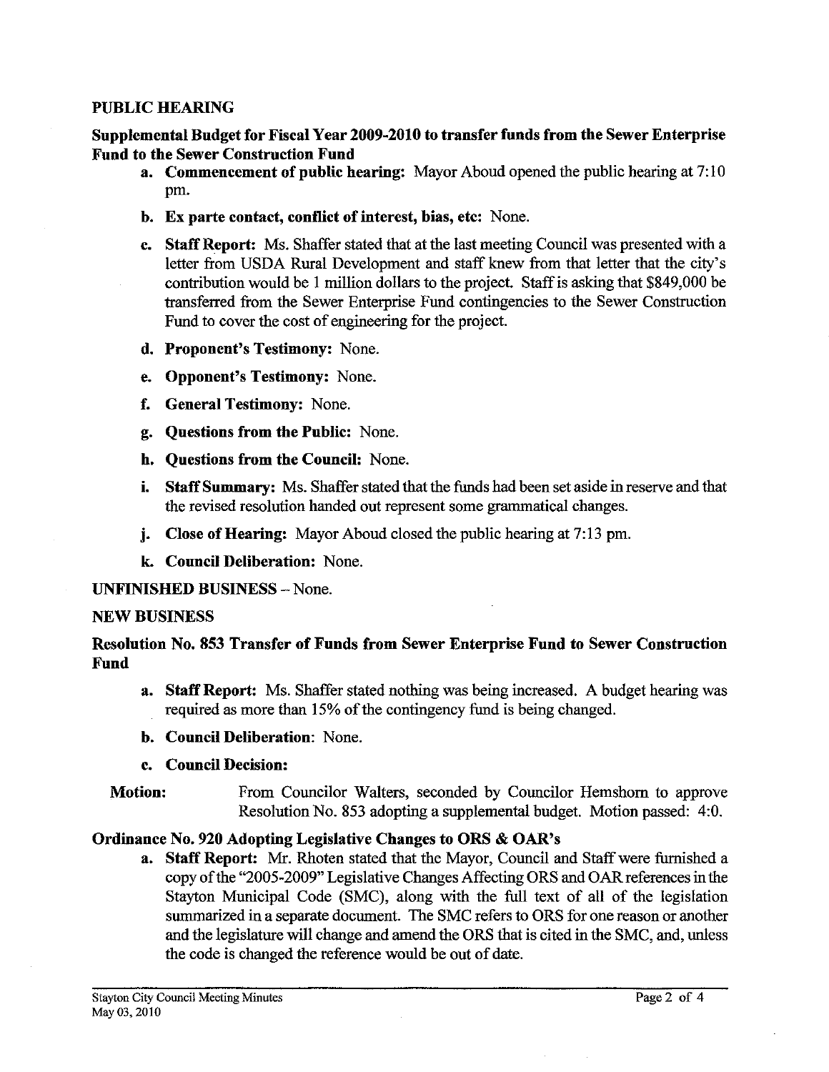## PUBLIC HEARING

### Supplemental Budget for Fiscal Year 2009-2010 to transfer funds from the Sewer Enterprise Fund to the Sewer Construction Fund

a. **Commencement of public hearing:** Mayor Aboud opened the public hearing at 7:10 pm.

b. **Ex parte contact, conflict of interest, bias, etc:** None.

c. **Staff Report:** Ms. Shaffer stated that at the last meeting Council was presented with a letter from USDA Rural Development and staff knew from that letter that the city's contribution would be 1 million dollars to the project. Staff is asking that $849,000 be transferred from the Sewer Enterprise Fund contingencies to the Sewer Construction Fund to cover the cost of engineering for the project.

d. **Proponent's Testimony:** None.

e. **Opponent's Testimony:** None.

f. **General Testimony:** None.

g. **Questions from the Public:** None.

h. **Questions from the Council:** None.

i. **Staff Summary:** Ms. Shaffer stated that the funds had been set aside in reserve and that the revised resolution handed out represent some grammatical changes.

j. **Close of Hearing:** Mayor Aboud closed the public hearing at 7:13 pm.

k. **Council Deliberation:** None.

## UNFINISHED BUSINESS – None.

## NEW BUSINESS

### Resolution No. 853 Transfer of Funds from Sewer Enterprise Fund to Sewer Construction Fund

a. **Staff Report:** Ms. Shaffer stated nothing was being increased. A budget hearing was required as more than 15% of the contingency fund is being changed.

b. **Council Deliberation:** None.

c. **Council Decision:**

**Motion:** From Councilor Walters, seconded by Councilor Hemshorn to approve Resolution No. 853 adopting a supplemental budget. Motion passed: 4:0.

### Ordinance No. 920 Adopting Legislative Changes to ORS & OAR's

a. **Staff Report:** Mr. Rhoten stated that the Mayor, Council and Staff were furnished a copy of the "2005-2009" Legislative Changes Affecting ORS and OAR references in the Stayton Municipal Code (SMC), along with the full text of all of the legislation summarized in a separate document. The SMC refers to ORS for one reason or another and the legislature will change and amend the ORS that is cited in the SMC, and, unless the code is changed the reference would be out of date.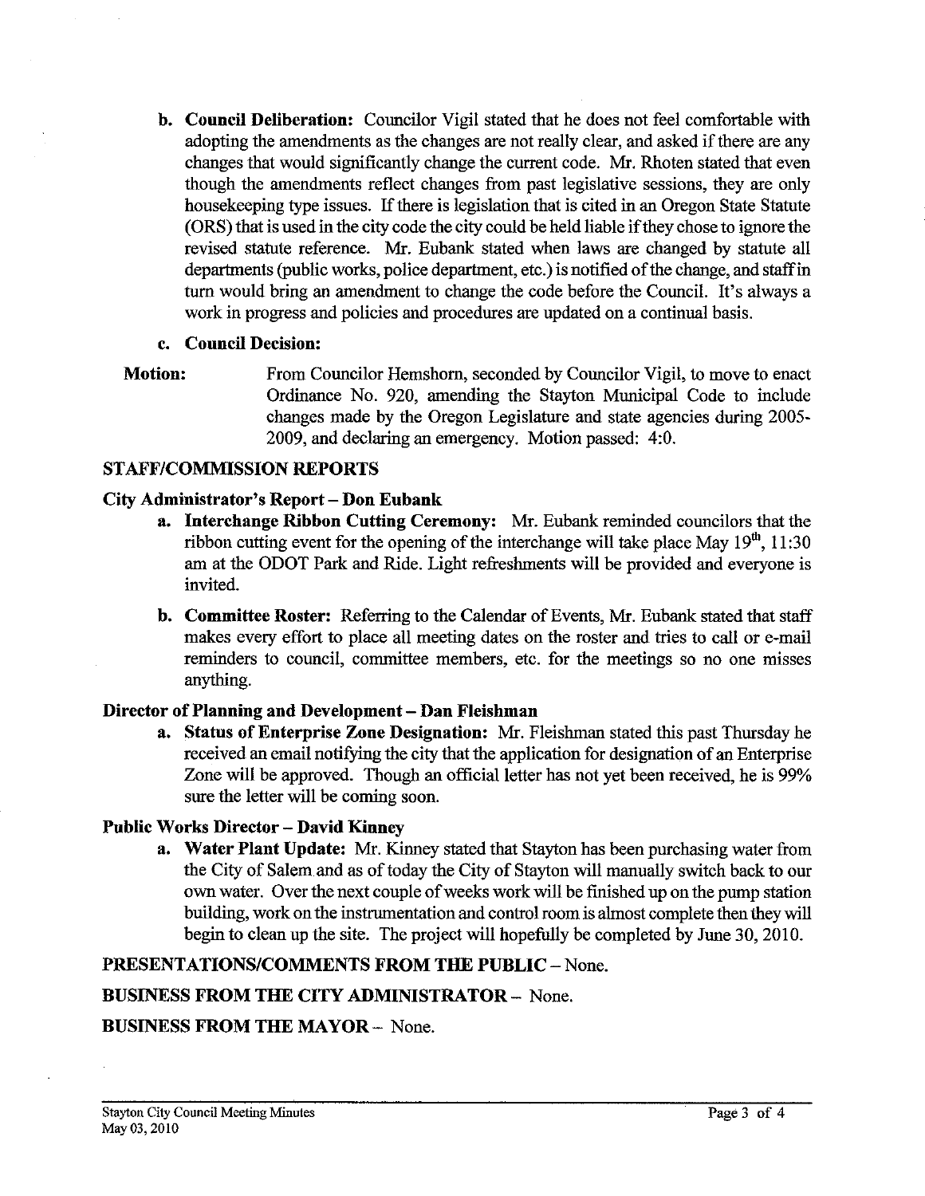b. **Council Deliberation:** Councilor Vigil stated that he does not feel comfortable with adopting the amendments as the changes are not really clear, and asked if there are any changes that would significantly change the current code. Mr. Rhoten stated that even though the amendments reflect changes from past legislative sessions, they are only housekeeping type issues. If there is legislation that is cited in an Oregon State Statute (ORS) that is used in the city code the city could be held liable if they chose to ignore the revised statute reference. Mr. Eubank stated when laws are changed by statute all departments (public works, police department, etc.) is notified of the change, and staff in turn would bring an amendment to change the code before the Council. It's always a work in progress and policies and procedures are updated on a continual basis.

c. **Council Decision:**

**Motion:** From Councilor Hemshorn, seconded by Councilor Vigil, to move to enact Ordinance No. 920, amending the Stayton Municipal Code to include changes made by the Oregon Legislature and state agencies during 2005-2009, and declaring an emergency. Motion passed: 4:0.

## STAFF/COMMISSION REPORTS

### City Administrator's Report – Don Eubank

a. **Interchange Ribbon Cutting Ceremony:** Mr. Eubank reminded councilors that the ribbon cutting event for the opening of the interchange will take place May 19th, 11:30 am at the ODOT Park and Ride. Light refreshments will be provided and everyone is invited.

b. **Committee Roster:** Referring to the Calendar of Events, Mr. Eubank stated that staff makes every effort to place all meeting dates on the roster and tries to call or e-mail reminders to council, committee members, etc. for the meetings so no one misses anything.

### Director of Planning and Development – Dan Fleishman

a. **Status of Enterprise Zone Designation:** Mr. Fleishman stated this past Thursday he received an email notifying the city that the application for designation of an Enterprise Zone will be approved. Though an official letter has not yet been received, he is 99% sure the letter will be coming soon.

### Public Works Director – David Kinney

a. **Water Plant Update:** Mr. Kinney stated that Stayton has been purchasing water from the City of Salem and as of today the City of Stayton will manually switch back to our own water. Over the next couple of weeks work will be finished up on the pump station building, work on the instrumentation and control room is almost complete then they will begin to clean up the site. The project will hopefully be completed by June 30, 2010.

## PRESENTATIONS/COMMENTS FROM THE PUBLIC – None.

## BUSINESS FROM THE CITY ADMINISTRATOR – None.

## BUSINESS FROM THE MAYOR – None.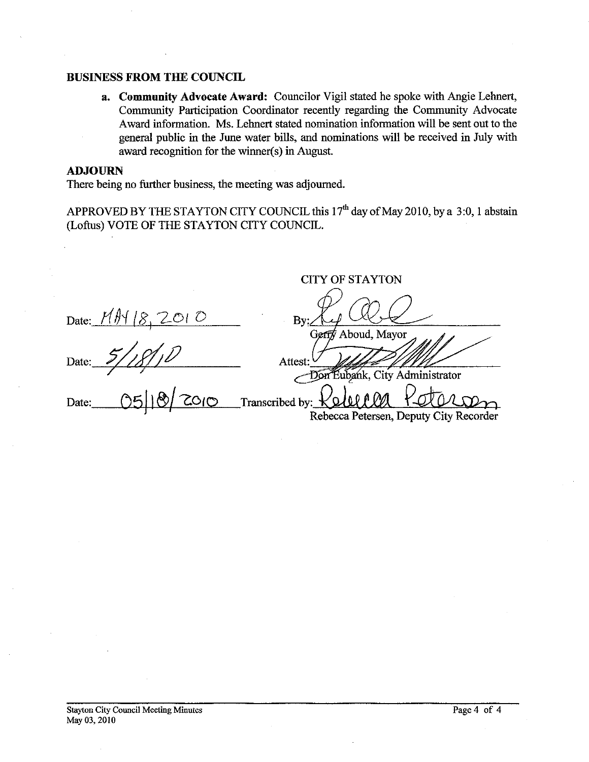### BUSINESS FROM THE COUNCIL

a. **Community Advocate Award:** Councilor Vigil stated he spoke with Angie Lehnert, Community Participation Coordinator recently regarding the Community Advocate Award information. Ms. Lehnert stated nomination information will be sent out to the general public in the June water bills, and nominations will be received in July with award recognition for the winner(s) in August.

### ADJOURN

There being no further business, the meeting was adjourned.

APPROVED BY THE STAYTON CITY COUNCIL this 17th day of May 2010, by a 3:0, 1 abstain (Loftus) VOTE OF THE STAYTON CITY COUNCIL.

CITY OF STAYTON

Date: MAY 18, 2010 By: Gerry Aboud, Mayor

Date: 5/18/10 Attest: Don Eubank, City Administrator

Date: 05/18/2010 Transcribed by: Rebecca Petersen, Deputy City Recorder